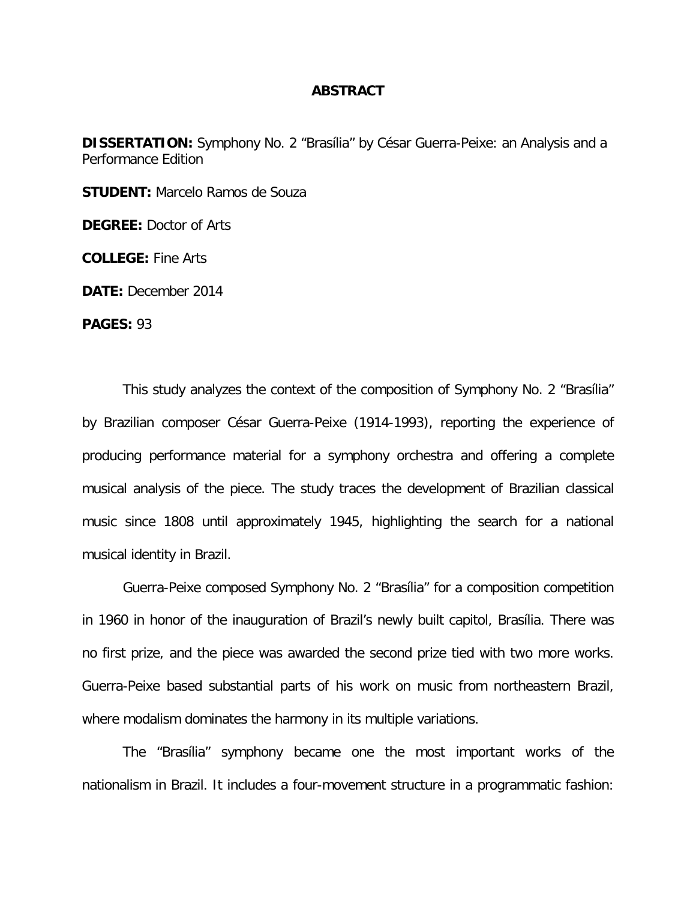# ABSTRACT

**DISSERTATION:** Symphony No. 2 "Brasília" by César Guerra-Peixe: an Analysis and a Performance Edition

**STUDENT:** Marcelo Ramos de Souza

**DEGREE:** Doctor of Arts

**COLLEGE:** Fine Arts

**DATE:** December 2014

**PAGES:** 93

This study analyzes the context of the composition of Symphony No. 2 "Brasília" by Brazilian composer César Guerra-Peixe (1914-1993), reporting the experience of producing performance material for a symphony orchestra and offering a complete musical analysis of the piece. The study traces the development of Brazilian classical music since 1808 until approximately 1945, highlighting the search for a national musical identity in Brazil.

Guerra-Peixe composed Symphony No. 2 "Brasília" for a composition competition in 1960 in honor of the inauguration of Brazil's newly built capitol, Brasília. There was no first prize, and the piece was awarded the second prize tied with two more works. Guerra-Peixe based substantial parts of his work on music from northeastern Brazil, where modalism dominates the harmony in its multiple variations.

The "Brasília" symphony became one the most important works of the nationalism in Brazil. It includes a four-movement structure in a programmatic fashion: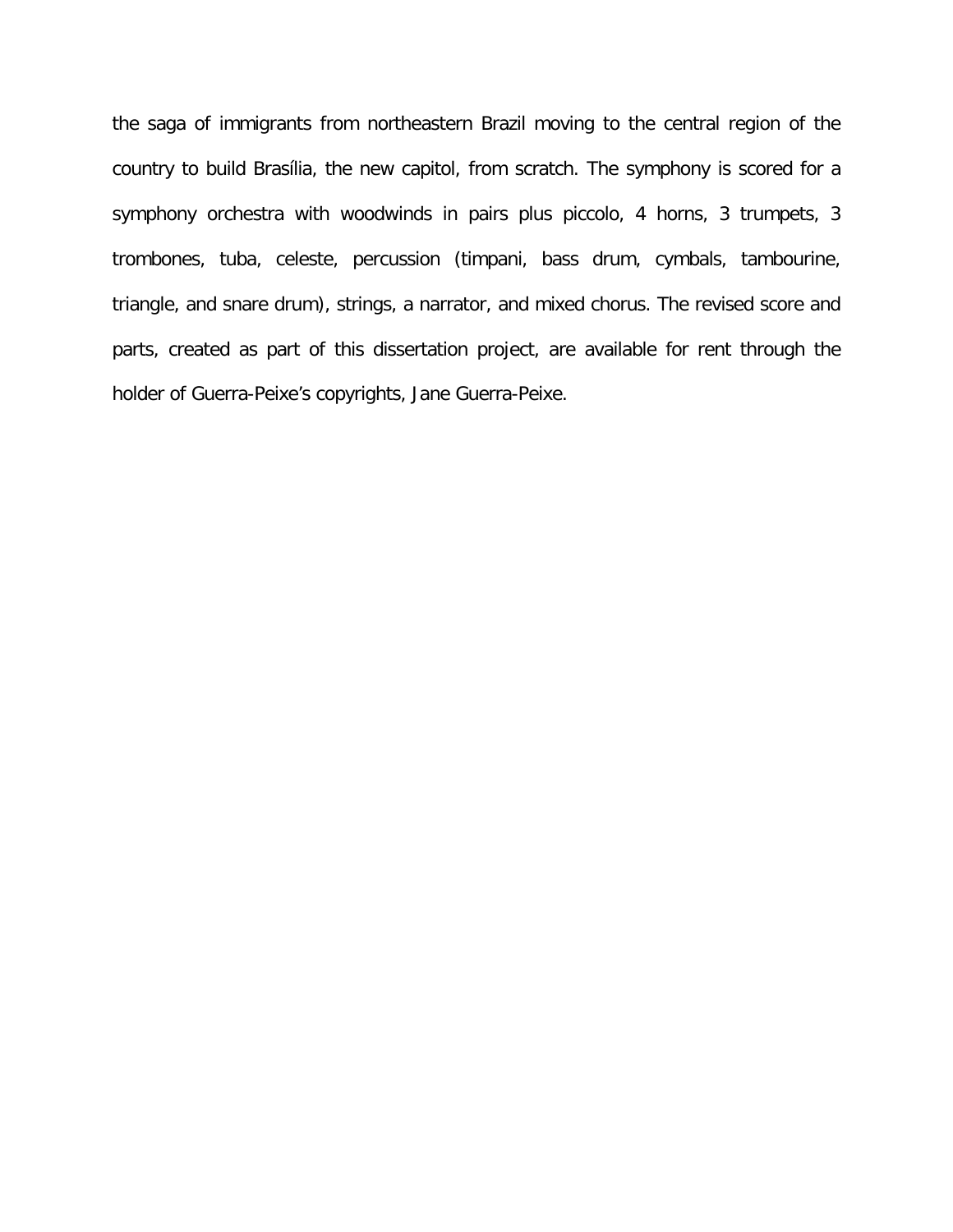the saga of immigrants from northeastern Brazil moving to the central region of the country to build Brasília, the new capitol, from scratch. The symphony is scored for a symphony orchestra with woodwinds in pairs plus piccolo, 4 horns, 3 trumpets, 3 trombones, tuba, celeste, percussion (timpani, bass drum, cymbals, tambourine, triangle, and snare drum), strings, a narrator, and mixed chorus. The revised score and parts, created as part of this dissertation project, are available for rent through the holder of Guerra-Peixe's copyrights, Jane Guerra-Peixe.